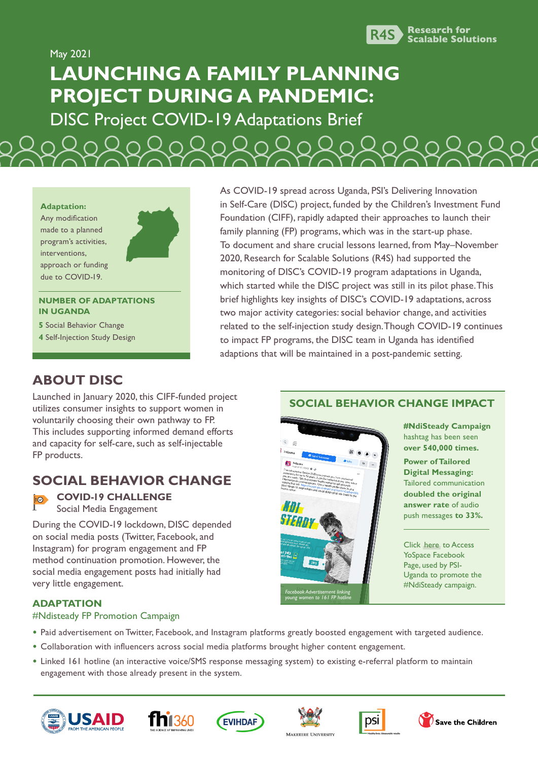May 2021

# LAUNCHING A FAMILY PLANNING PROJECT DURING A PANDEMIC:

## DISC Project COVID-19 Adaptations Brief

**Adaptation:**
Any modification made to a planned program's activities, interventions, approach or funding due to COVID-19.

**NUMBER OF ADAPTATIONS IN UGANDA**

**5** Social Behavior Change
**4** Self-Injection Study Design

As COVID-19 spread across Uganda, PSI's Delivering Innovation in Self-Care (DISC) project, funded by the Children's Investment Fund Foundation (CIFF), rapidly adapted their approaches to launch their family planning (FP) programs, which was in the start-up phase. To document and share crucial lessons learned, from May–November 2020, Research for Scalable Solutions (R4S) had supported the monitoring of DISC's COVID-19 program adaptations in Uganda, which started while the DISC project was still in its pilot phase. This brief highlights key insights of DISC's COVID-19 adaptations, across two major activity categories: social behavior change, and activities related to the self-injection study design. Though COVID-19 continues to impact FP programs, the DISC team in Uganda has identified adaptions that will be maintained in a post-pandemic setting.

## ABOUT DISC

Launched in January 2020, this CIFF-funded project utilizes consumer insights to support women in voluntarily choosing their own pathway to FP. This includes supporting informed demand efforts and capacity for self-care, such as self-injectable FP products.

## SOCIAL BEHAVIOR CHANGE

### COVID-19 CHALLENGE

Social Media Engagement

During the COVID-19 lockdown, DISC depended on social media posts (Twitter, Facebook, and Instagram) for program engagement and FP method continuation promotion. However, the social media engagement posts had initially had very little engagement.

### ADAPTATION

#Ndisteady FP Promotion Campaign

- Paid advertisement on Twitter, Facebook, and Instagram platforms greatly boosted engagement with targeted audience.
- Collaboration with influencers across social media platforms brought higher content engagement.
- Linked 161 hotline (an interactive voice/SMS response messaging system) to existing e-referral platform to maintain engagement with those already present in the system.

## SOCIAL BEHAVIOR CHANGE IMPACT

*Facebook Advertisement linking young women to 161 FP hotline*

**#NdiSteady Campaign** hashtag has been seen **over 540,000 times.**

**Power of Tailored Digital Messaging:** Tailored communication **doubled the original answer rate** of audio push messages **to 33%.**

Click here to Access YoSpace Facebook Page, used by PSI-Uganda to promote the #NdiSteady campaign.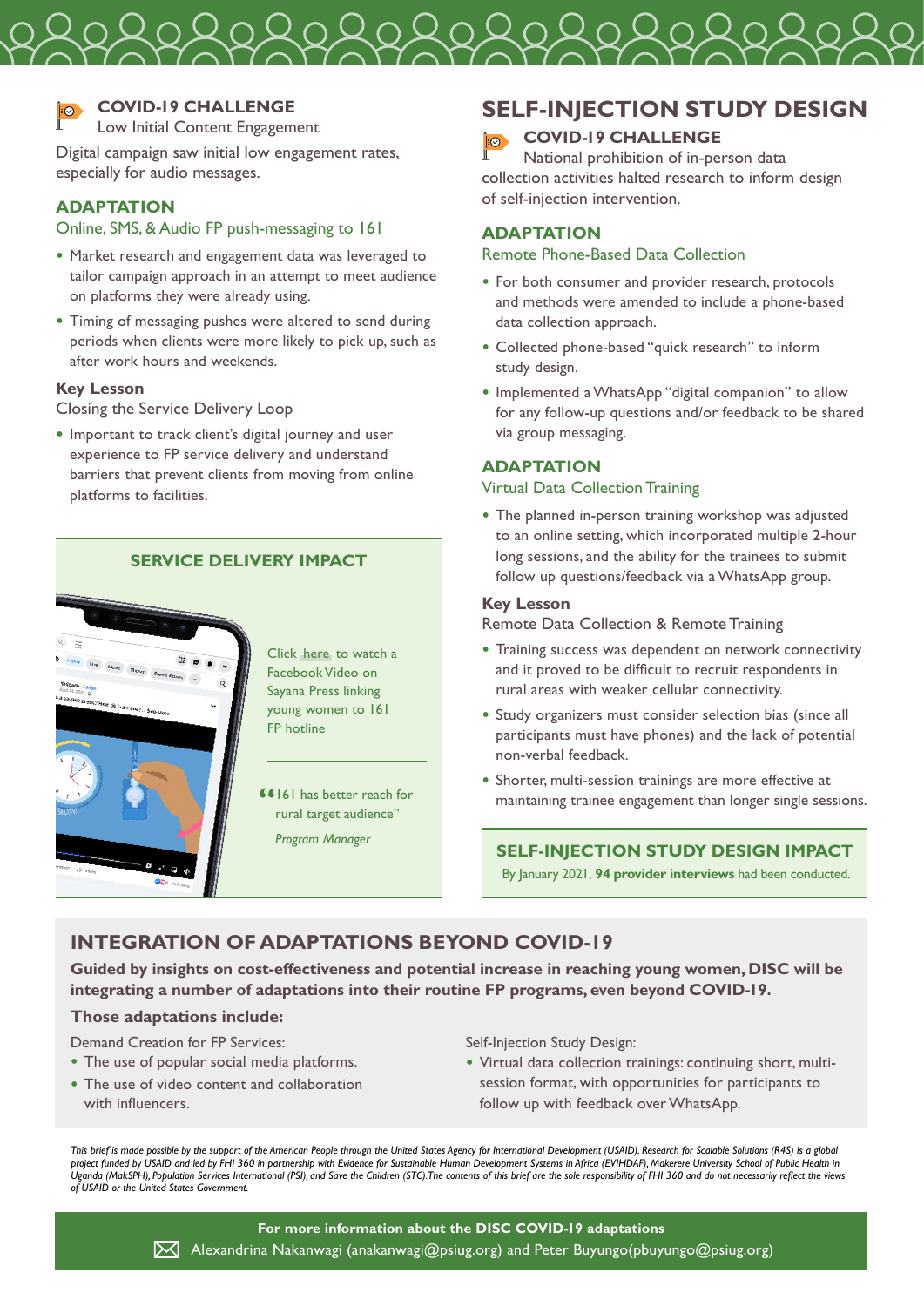### COVID-19 CHALLENGE

Low Initial Content Engagement

Digital campaign saw initial low engagement rates, especially for audio messages.

### ADAPTATION

Online, SMS, & Audio FP push-messaging to 161

- Market research and engagement data was leveraged to tailor campaign approach in an attempt to meet audience on platforms they were already using.
- Timing of messaging pushes were altered to send during periods when clients were more likely to pick up, such as after work hours and weekends.

**Key Lesson**

Closing the Service Delivery Loop

- Important to track client's digital journey and user experience to FP service delivery and understand barriers that prevent clients from moving from online platforms to facilities.

### SERVICE DELIVERY IMPACT

Click here to watch a Facebook Video on Sayana Press linking young women to 161 FP hotline

"161 has better reach for rural target audience"

*Program Manager*

## SELF-INJECTION STUDY DESIGN

### COVID-19 CHALLENGE

National prohibition of in-person data collection activities halted research to inform design of self-injection intervention.

### ADAPTATION

Remote Phone-Based Data Collection

- For both consumer and provider research, protocols and methods were amended to include a phone-based data collection approach.
- Collected phone-based "quick research" to inform study design.
- Implemented a WhatsApp "digital companion" to allow for any follow-up questions and/or feedback to be shared via group messaging.

### ADAPTATION

Virtual Data Collection Training

- The planned in-person training workshop was adjusted to an online setting, which incorporated multiple 2-hour long sessions, and the ability for the trainees to submit follow up questions/feedback via a WhatsApp group.

**Key Lesson**

Remote Data Collection & Remote Training

- Training success was dependent on network connectivity and it proved to be difficult to recruit respondents in rural areas with weaker cellular connectivity.
- Study organizers must consider selection bias (since all participants must have phones) and the lack of potential non-verbal feedback.
- Shorter, multi-session trainings are more effective at maintaining trainee engagement than longer single sessions.

### SELF-INJECTION STUDY DESIGN IMPACT

By January 2021, **94 provider interviews** had been conducted.

## INTEGRATION OF ADAPTATIONS BEYOND COVID-19

**Guided by insights on cost-effectiveness and potential increase in reaching young women, DISC will be integrating a number of adaptations into their routine FP programs, even beyond COVID-19.**

**Those adaptations include:**

Demand Creation for FP Services:

- The use of popular social media platforms.
- The use of video content and collaboration with influencers.

Self-Injection Study Design:

- Virtual data collection trainings: continuing short, multi-session format, with opportunities for participants to follow up with feedback over WhatsApp.

*This brief is made possible by the support of the American People through the United States Agency for International Development (USAID). Research for Scalable Solutions (R4S) is a global project funded by USAID and led by FHI 360 in partnership with Evidence for Sustainable Human Development Systems in Africa (EVIHDAF), Makerere University School of Public Health in Uganda (MakSPH), Population Services International (PSI), and Save the Children (STC).The contents of this brief are the sole responsibility of FHI 360 and do not necessarily reflect the views of USAID or the United States Government.*

**For more information about the DISC COVID-19 adaptations**

Alexandrina Nakanwagi (anakanwagi@psiug.org) and Peter Buyungo(pbuyungo@psiug.org)